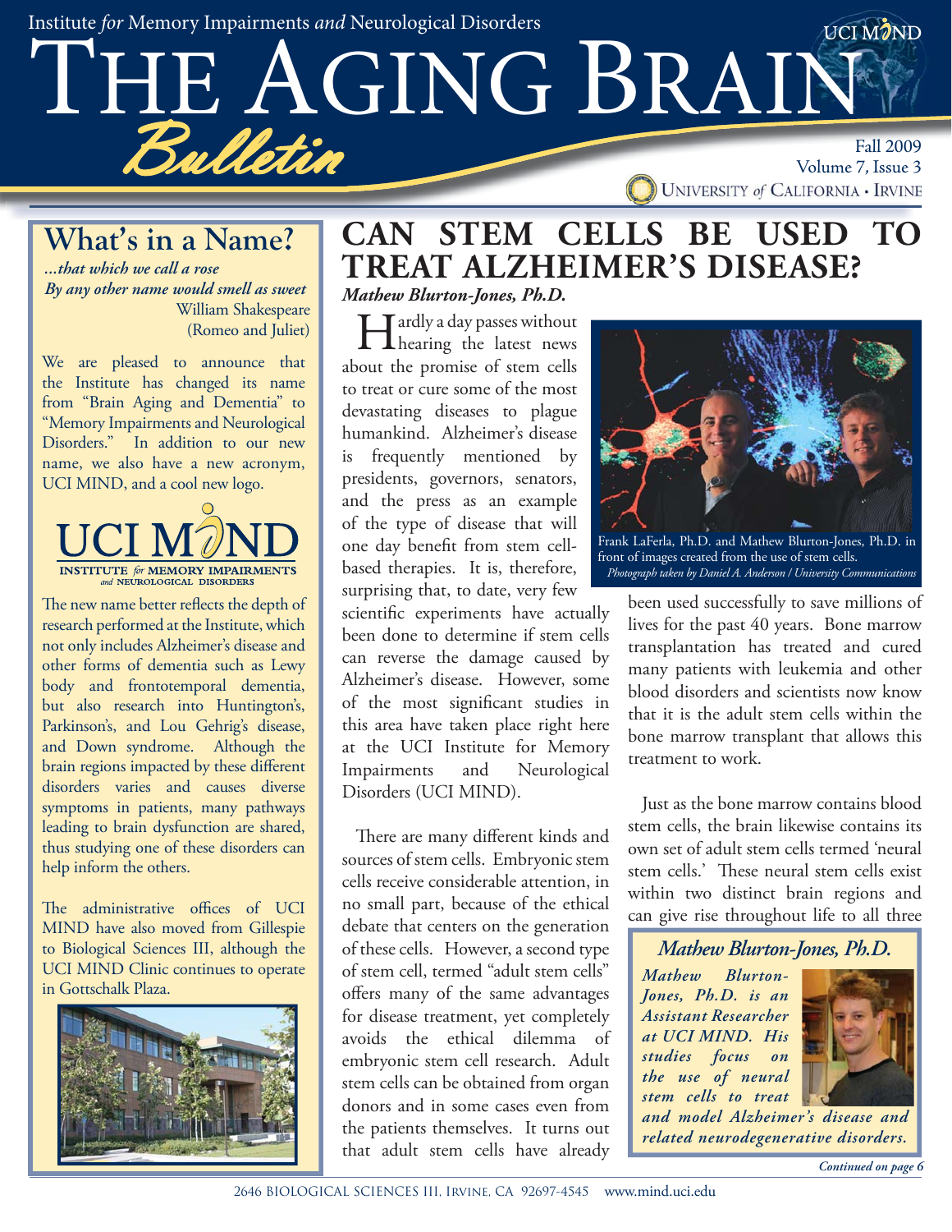# What's in a Name?

*...that which we call a rose*
*By any other name would smell as sweet*
William Shakespeare
(Romeo and Juliet)

We are pleased to announce that the Institute has changed its name from "Brain Aging and Dementia" to "Memory Impairments and Neurological Disorders." In addition to our new name, we also have a new acronym, UCI MIND, and a cool new logo.

UCI MIND
INSTITUTE *for* MEMORY IMPAIRMENTS *and* NEUROLOGICAL DISORDERS

The new name better reflects the depth of research performed at the Institute, which not only includes Alzheimer's disease and other forms of dementia such as Lewy body and frontotemporal dementia, but also research into Huntington's, Parkinson's, and Lou Gehrig's disease, and Down syndrome. Although the brain regions impacted by these different disorders varies and causes diverse symptoms in patients, many pathways leading to brain dysfunction are shared, thus studying one of these disorders can help inform the others.

The administrative offices of UCI MIND have also moved from Gillespie to Biological Sciences III, although the UCI MIND Clinic continues to operate in Gottschalk Plaza.

# CAN STEM CELLS BE USED TO TREAT ALZHEIMER'S DISEASE?

***Mathew Blurton-Jones, Ph.D.***

Hardly a day passes without hearing the latest news about the promise of stem cells to treat or cure some of the most devastating diseases to plague humankind. Alzheimer's disease is frequently mentioned by presidents, governors, senators, and the press as an example of the type of disease that will one day benefit from stem cell-based therapies. It is, therefore, surprising that, to date, very few scientific experiments have actually been done to determine if stem cells can reverse the damage caused by Alzheimer's disease. However, some of the most significant studies in this area have taken place right here at the UCI Institute for Memory Impairments and Neurological Disorders (UCI MIND).

Frank LaFerla, Ph.D. and Mathew Blurton-Jones, Ph.D. in front of images created from the use of stem cells.
*Photograph taken by Daniel A. Anderson / University Communications*

There are many different kinds and sources of stem cells. Embryonic stem cells receive considerable attention, in no small part, because of the ethical debate that centers on the generation of these cells. However, a second type of stem cell, termed "adult stem cells" offers many of the same advantages for disease treatment, yet completely avoids the ethical dilemma of embryonic stem cell research. Adult stem cells can be obtained from organ donors and in some cases even from the patients themselves. It turns out that adult stem cells have already been used successfully to save millions of lives for the past 40 years. Bone marrow transplantation has treated and cured many patients with leukemia and other blood disorders and scientists now know that it is the adult stem cells within the bone marrow transplant that allows this treatment to work.

Just as the bone marrow contains blood stem cells, the brain likewise contains its own set of adult stem cells termed 'neural stem cells.' These neural stem cells exist within two distinct brain regions and can give rise throughout life to all three

***Mathew Blurton-Jones, Ph.D.***

***Mathew Blurton-Jones, Ph.D. is an Assistant Researcher at UCI MIND. His studies focus on the use of neural stem cells to treat and model Alzheimer's disease and related neurodegenerative disorders.***

*Continued on page 6*

2646 Biological Sciences III, Irvine, CA 92697-4545 www.mind.uci.edu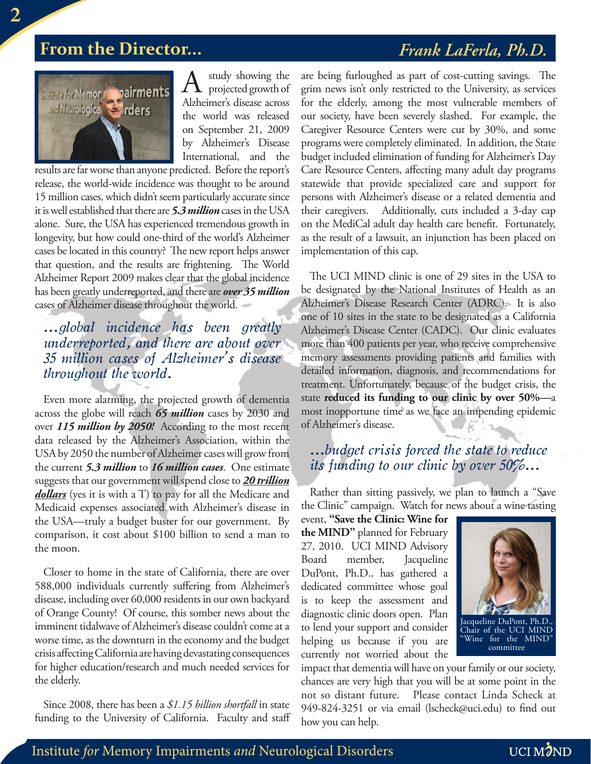## From the Director... *Frank LaFerla, Ph.D.*

A study showing the projected growth of Alzheimer's disease across the world was released on September 21, 2009 by Alzheimer's Disease International, and the results are far worse than anyone predicted. Before the report's release, the world-wide incidence was thought to be around 15 million cases, which didn't seem particularly accurate since it is well established that there are ***5.3 million*** cases in the USA alone. Sure, the USA has experienced tremendous growth in longevity, but how could one-third of the world's Alzheimer cases be located in this country? The new report helps answer that question, and the results are frightening. The World Alzheimer Report 2009 makes clear that the global incidence has been greatly underreported, and there are ***over 35 million*** cases of Alzheimer disease throughout the world.

> *...global incidence has been greatly underreported, and there are about over 35 million cases of Alzheimer's disease throughout the world.*

Even more alarming, the projected growth of dementia across the globe will reach ***65 million*** cases by 2030 and over ***115 million by 2050!*** According to the most recent data released by the Alzheimer's Association, within the USA by 2050 the number of Alzheimer cases will grow from the current ***5.3 million*** to ***16 million cases***. One estimate suggests that our government will spend close to ***20 trillion dollars*** (yes it is with a T) to pay for all the Medicare and Medicaid expenses associated with Alzheimer's disease in the USA—truly a budget buster for our government. By comparison, it cost about $100 billion to send a man to the moon.

Closer to home in the state of California, there are over 588,000 individuals currently suffering from Alzheimer's disease, including over 60,000 residents in our own backyard of Orange County! Of course, this somber news about the imminent tidalwave of Alzheimer's disease couldn't come at a worse time, as the downturn in the economy and the budget crisis affecting California are having devastating consequences for higher education/research and much needed services for the elderly.

Since 2008, there has been a *$1.15 billion shortfall* in state funding to the University of California. Faculty and staff are being furloughed as part of cost-cutting savings. The grim news isn't only restricted to the University, as services for the elderly, among the most vulnerable members of our society, have been severely slashed. For example, the Caregiver Resource Centers were cut by 30%, and some programs were completely eliminated. In addition, the State budget included elimination of funding for Alzheimer's Day Care Resource Centers, affecting many adult day programs statewide that provide specialized care and support for persons with Alzheimer's disease or a related dementia and their caregivers. Additionally, cuts included a 3-day cap on the MediCal adult day health care benefit. Fortunately, as the result of a lawsuit, an injunction has been placed on implementation of this cap.

The UCI MIND clinic is one of 29 sites in the USA to be designated by the National Institutes of Health as an Alzheimer's Disease Research Center (ADRC). It is also one of 10 sites in the state to be designated as a California Alzheimer's Disease Center (CADC). Our clinic evaluates more than 400 patients per year, who receive comprehensive memory assessments providing patients and families with detailed information, diagnosis, and recommendations for treatment. Unfortunately, because of the budget crisis, the state **reduced its funding to our clinic by over 50%**—a most inopportune time as we face an impending epidemic of Alzheimer's disease.

> *...budget crisis forced the state to reduce its funding to our clinic by over 50%...*

Rather than sitting passively, we plan to launch a "Save the Clinic" campaign. Watch for news about a wine tasting event, **"Save the Clinic: Wine for the MIND"** planned for February 27, 2010. UCI MIND Advisory Board member, Jacqueline DuPont, Ph.D., has gathered a dedicated committee whose goal is to keep the assessment and diagnostic clinic doors open. Plan to lend your support and consider helping us because if you are currently not worried about the impact that dementia will have on your family or our society, chances are very high that you will be at some point in the not so distant future. Please contact Linda Scheck at 949-824-3251 or via email (lscheck@uci.edu) to find out how you can help.

Jacqueline DuPont, Ph.D., Chair of the UCI MIND "Wine for the MIND" committee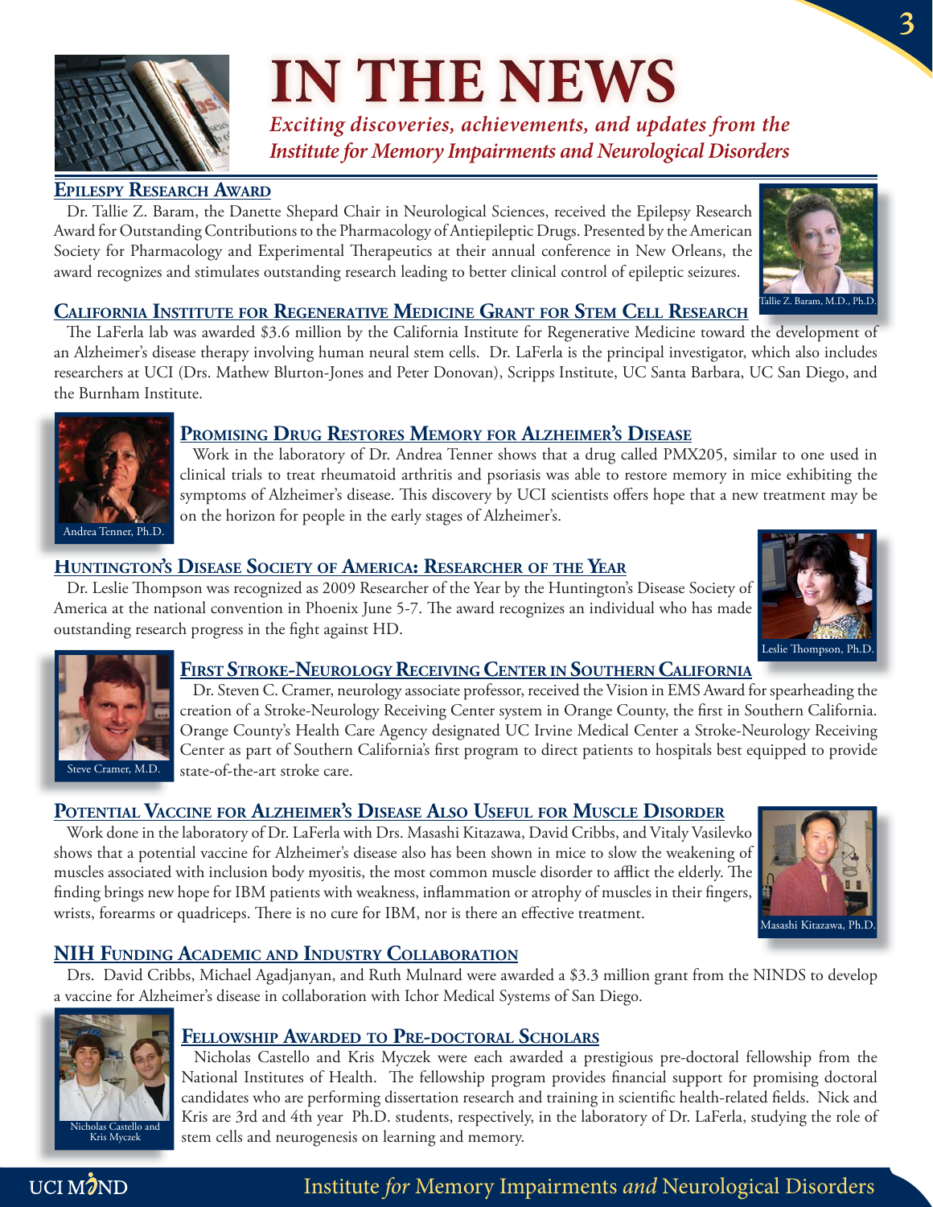# IN THE NEWS

*Exciting discoveries, achievements, and updates from the Institute for Memory Impairments and Neurological Disorders*

## Epilepsy Research Award

Dr. Tallie Z. Baram, the Danette Shepard Chair in Neurological Sciences, received the Epilepsy Research Award for Outstanding Contributions to the Pharmacology of Antiepileptic Drugs. Presented by the American Society for Pharmacology and Experimental Therapeutics at their annual conference in New Orleans, the award recognizes and stimulates outstanding research leading to better clinical control of epileptic seizures.

Tallie Z. Baram, M.D., Ph.D.

## California Institute for Regenerative Medicine Grant for Stem Cell Research

The LaFerla lab was awarded $3.6 million by the California Institute for Regenerative Medicine toward the development of an Alzheimer's disease therapy involving human neural stem cells. Dr. LaFerla is the principal investigator, which also includes researchers at UCI (Drs. Mathew Blurton-Jones and Peter Donovan), Scripps Institute, UC Santa Barbara, UC San Diego, and the Burnham Institute.

## Promising Drug Restores Memory for Alzheimer's Disease

Andrea Tenner, Ph.D.

Work in the laboratory of Dr. Andrea Tenner shows that a drug called PMX205, similar to one used in clinical trials to treat rheumatoid arthritis and psoriasis was able to restore memory in mice exhibiting the symptoms of Alzheimer's disease. This discovery by UCI scientists offers hope that a new treatment may be on the horizon for people in the early stages of Alzheimer's.

## Huntington's Disease Society of America: Researcher of the Year

Dr. Leslie Thompson was recognized as 2009 Researcher of the Year by the Huntington's Disease Society of America at the national convention in Phoenix June 5-7. The award recognizes an individual who has made outstanding research progress in the fight against HD.

Leslie Thompson, Ph.D.

## First Stroke-Neurology Receiving Center in Southern California

Steve Cramer, M.D.

Dr. Steven C. Cramer, neurology associate professor, received the Vision in EMS Award for spearheading the creation of a Stroke-Neurology Receiving Center system in Orange County, the first in Southern California. Orange County's Health Care Agency designated UC Irvine Medical Center a Stroke-Neurology Receiving Center as part of Southern California's first program to direct patients to hospitals best equipped to provide state-of-the-art stroke care.

## Potential Vaccine for Alzheimer's Disease Also Useful for Muscle Disorder

Work done in the laboratory of Dr. LaFerla with Drs. Masashi Kitazawa, David Cribbs, and Vitaly Vasilevko shows that a potential vaccine for Alzheimer's disease also has been shown in mice to slow the weakening of muscles associated with inclusion body myositis, the most common muscle disorder to afflict the elderly. The finding brings new hope for IBM patients with weakness, inflammation or atrophy of muscles in their fingers, wrists, forearms or quadriceps. There is no cure for IBM, nor is there an effective treatment.

Masashi Kitazawa, Ph.D.

## NIH Funding Academic and Industry Collaboration

Drs. David Cribbs, Michael Agadjanyan, and Ruth Mulnard were awarded a $3.3 million grant from the NINDS to develop a vaccine for Alzheimer's disease in collaboration with Ichor Medical Systems of San Diego.

## Fellowship Awarded to Pre-doctoral Scholars

Nicholas Castello and Kris Myczek

Nicholas Castello and Kris Myczek were each awarded a prestigious pre-doctoral fellowship from the National Institutes of Health. The fellowship program provides financial support for promising doctoral candidates who are performing dissertation research and training in scientific health-related fields. Nick and Kris are 3rd and 4th year Ph.D. students, respectively, in the laboratory of Dr. LaFerla, studying the role of stem cells and neurogenesis on learning and memory.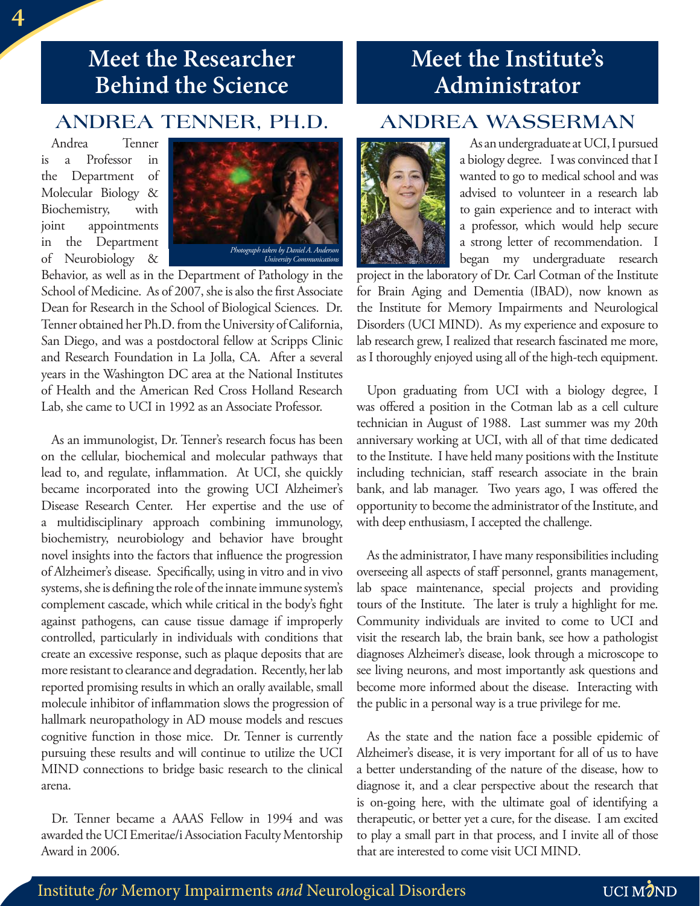# Meet the Researcher Behind the Science

## ANDREA TENNER, PH.D.

*Photograph taken by Daniel A. Anderson University Communications*

Andrea Tenner is a Professor in the Department of Molecular Biology & Biochemistry, with joint appointments in the Department of Neurobiology & Behavior, as well as in the Department of Pathology in the School of Medicine. As of 2007, she is also the first Associate Dean for Research in the School of Biological Sciences. Dr. Tenner obtained her Ph.D. from the University of California, San Diego, and was a postdoctoral fellow at Scripps Clinic and Research Foundation in La Jolla, CA. After a several years in the Washington DC area at the National Institutes of Health and the American Red Cross Holland Research Lab, she came to UCI in 1992 as an Associate Professor.

As an immunologist, Dr. Tenner's research focus has been on the cellular, biochemical and molecular pathways that lead to, and regulate, inflammation. At UCI, she quickly became incorporated into the growing UCI Alzheimer's Disease Research Center. Her expertise and the use of a multidisciplinary approach combining immunology, biochemistry, neurobiology and behavior have brought novel insights into the factors that influence the progression of Alzheimer's disease. Specifically, using in vitro and in vivo systems, she is defining the role of the innate immune system's complement cascade, which while critical in the body's fight against pathogens, can cause tissue damage if improperly controlled, particularly in individuals with conditions that create an excessive response, such as plaque deposits that are more resistant to clearance and degradation. Recently, her lab reported promising results in which an orally available, small molecule inhibitor of inflammation slows the progression of hallmark neuropathology in AD mouse models and rescues cognitive function in those mice. Dr. Tenner is currently pursuing these results and will continue to utilize the UCI MIND connections to bridge basic research to the clinical arena.

Dr. Tenner became a AAAS Fellow in 1994 and was awarded the UCI Emeritae/i Association Faculty Mentorship Award in 2006.

# Meet the Institute's Administrator

## ANDREA WASSERMAN

As an undergraduate at UCI, I pursued a biology degree. I was convinced that I wanted to go to medical school and was advised to volunteer in a research lab to gain experience and to interact with a professor, which would help secure a strong letter of recommendation. I began my undergraduate research project in the laboratory of Dr. Carl Cotman of the Institute for Brain Aging and Dementia (IBAD), now known as the Institute for Memory Impairments and Neurological Disorders (UCI MIND). As my experience and exposure to lab research grew, I realized that research fascinated me more, as I thoroughly enjoyed using all of the high-tech equipment.

Upon graduating from UCI with a biology degree, I was offered a position in the Cotman lab as a cell culture technician in August of 1988. Last summer was my 20th anniversary working at UCI, with all of that time dedicated to the Institute. I have held many positions with the Institute including technician, staff research associate in the brain bank, and lab manager. Two years ago, I was offered the opportunity to become the administrator of the Institute, and with deep enthusiasm, I accepted the challenge.

As the administrator, I have many responsibilities including overseeing all aspects of staff personnel, grants management, lab space maintenance, special projects and providing tours of the Institute. The later is truly a highlight for me. Community individuals are invited to come to UCI and visit the research lab, the brain bank, see how a pathologist diagnoses Alzheimer's disease, look through a microscope to see living neurons, and most importantly ask questions and become more informed about the disease. Interacting with the public in a personal way is a true privilege for me.

As the state and the nation face a possible epidemic of Alzheimer's disease, it is very important for all of us to have a better understanding of the nature of the disease, how to diagnose it, and a clear perspective about the research that is on-going here, with the ultimate goal of identifying a therapeutic, or better yet a cure, for the disease. I am excited to play a small part in that process, and I invite all of those that are interested to come visit UCI MIND.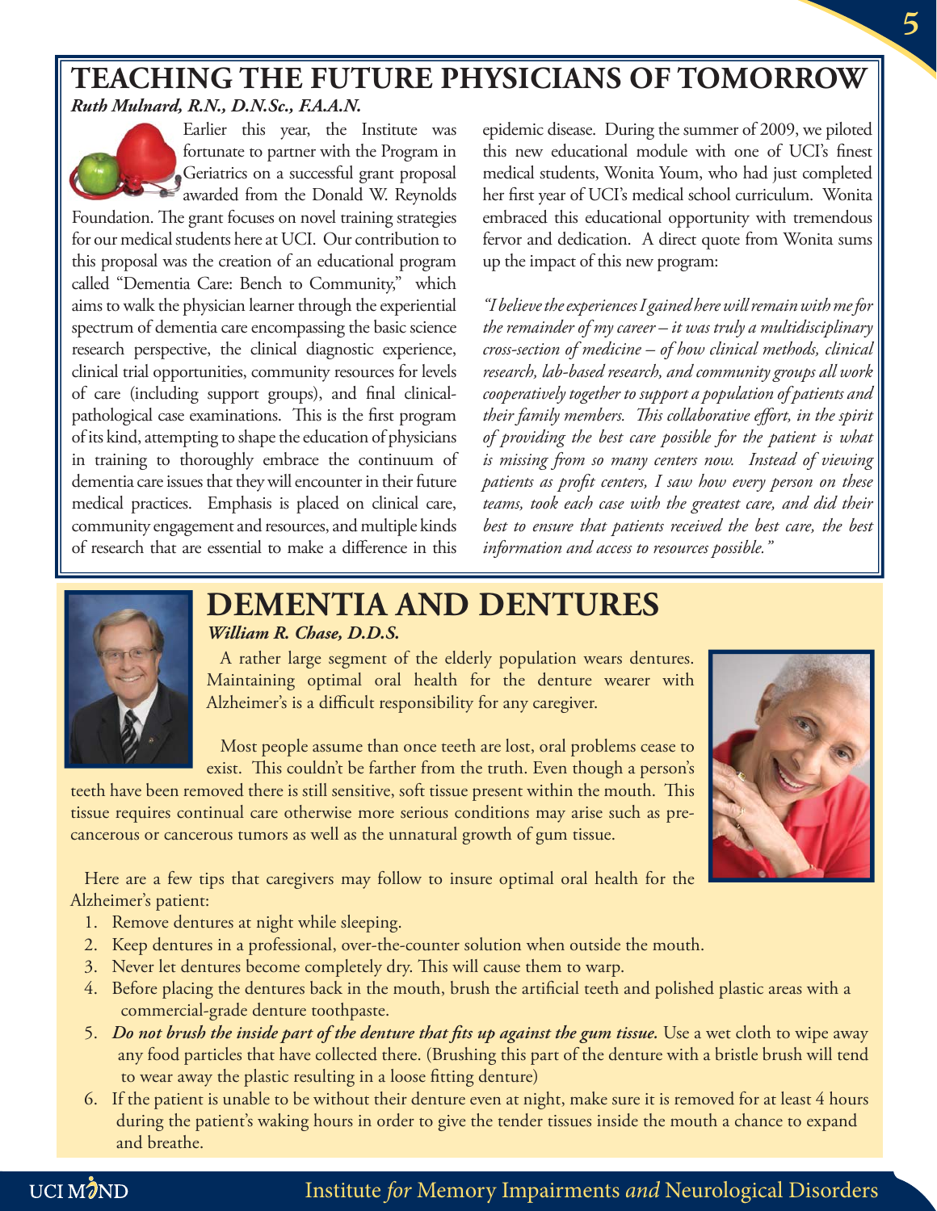# TEACHING THE FUTURE PHYSICIANS OF TOMORROW

***Ruth Mulnard, R.N., D.N.Sc., F.A.A.N.***

Earlier this year, the Institute was fortunate to partner with the Program in Geriatrics on a successful grant proposal awarded from the Donald W. Reynolds Foundation. The grant focuses on novel training strategies for our medical students here at UCI. Our contribution to this proposal was the creation of an educational program called "Dementia Care: Bench to Community," which aims to walk the physician learner through the experiential spectrum of dementia care encompassing the basic science research perspective, the clinical diagnostic experience, clinical trial opportunities, community resources for levels of care (including support groups), and final clinical-pathological case examinations. This is the first program of its kind, attempting to shape the education of physicians in training to thoroughly embrace the continuum of dementia care issues that they will encounter in their future medical practices. Emphasis is placed on clinical care, community engagement and resources, and multiple kinds of research that are essential to make a difference in this epidemic disease. During the summer of 2009, we piloted this new educational module with one of UCI's finest medical students, Wonita Youm, who had just completed her first year of UCI's medical school curriculum. Wonita embraced this educational opportunity with tremendous fervor and dedication. A direct quote from Wonita sums up the impact of this new program:

*"I believe the experiences I gained here will remain with me for the remainder of my career – it was truly a multidisciplinary cross-section of medicine – of how clinical methods, clinical research, lab-based research, and community groups all work cooperatively together to support a population of patients and their family members. This collaborative effort, in the spirit of providing the best care possible for the patient is what is missing from so many centers now. Instead of viewing patients as profit centers, I saw how every person on these teams, took each case with the greatest care, and did their best to ensure that patients received the best care, the best information and access to resources possible."*

# DEMENTIA AND DENTURES

***William R. Chase, D.D.S.***

A rather large segment of the elderly population wears dentures. Maintaining optimal oral health for the denture wearer with Alzheimer's is a difficult responsibility for any caregiver.

Most people assume than once teeth are lost, oral problems cease to exist. This couldn't be farther from the truth. Even though a person's teeth have been removed there is still sensitive, soft tissue present within the mouth. This tissue requires continual care otherwise more serious conditions may arise such as pre-cancerous or cancerous tumors as well as the unnatural growth of gum tissue.

Here are a few tips that caregivers may follow to insure optimal oral health for the Alzheimer's patient:

1. Remove dentures at night while sleeping.
2. Keep dentures in a professional, over-the-counter solution when outside the mouth.
3. Never let dentures become completely dry. This will cause them to warp.
4. Before placing the dentures back in the mouth, brush the artificial teeth and polished plastic areas with a commercial-grade denture toothpaste.
5. ***Do not brush the inside part of the denture that fits up against the gum tissue.*** Use a wet cloth to wipe away any food particles that have collected there. (Brushing this part of the denture with a bristle brush will tend to wear away the plastic resulting in a loose fitting denture)
6. If the patient is unable to be without their denture even at night, make sure it is removed for at least 4 hours during the patient's waking hours in order to give the tender tissues inside the mouth a chance to expand and breathe.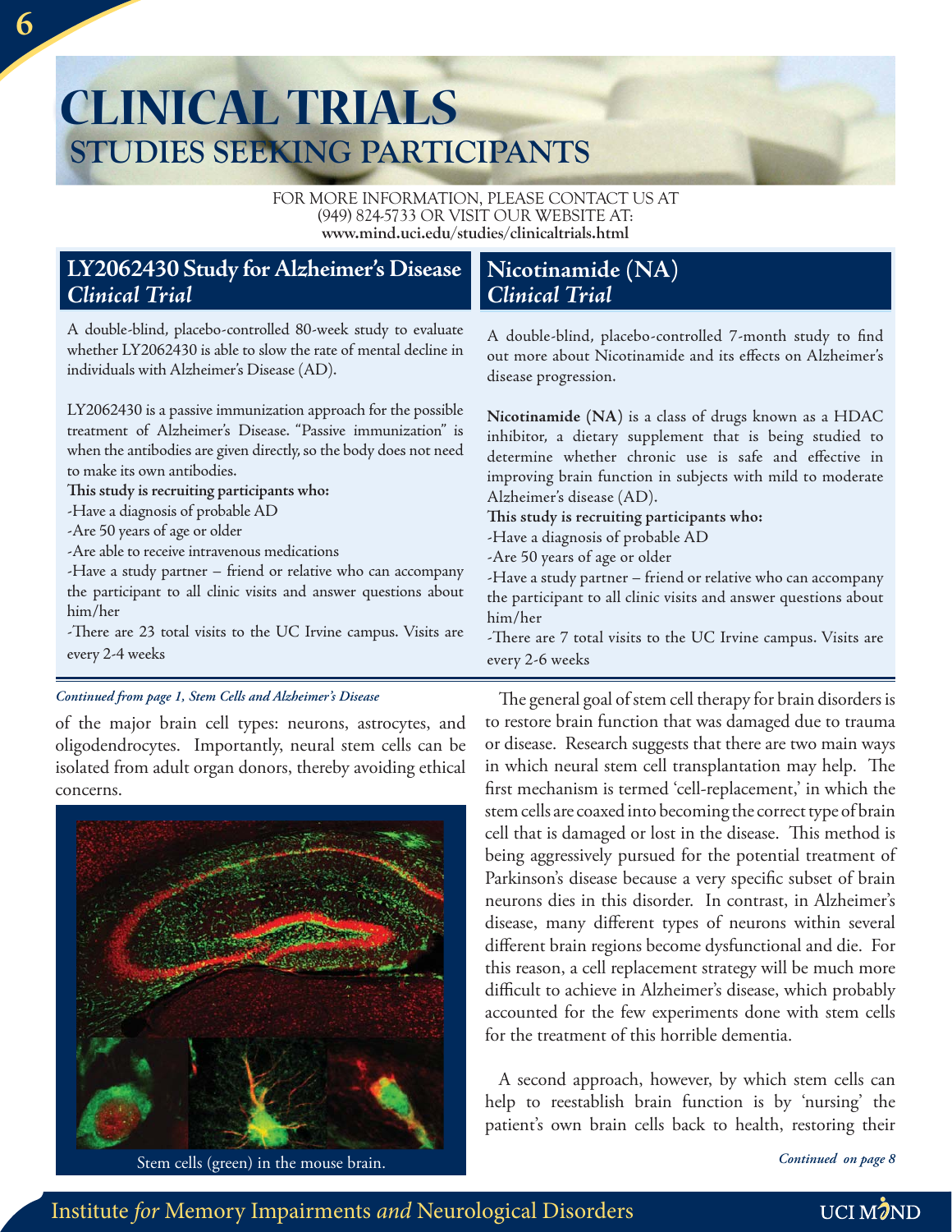# CLINICAL TRIALS
## STUDIES SEEKING PARTICIPANTS

FOR MORE INFORMATION, PLEASE CONTACT US AT (949) 824-5733 OR VISIT OUR WEBSITE AT: **www.mind.uci.edu/studies/clinicaltrials.html**

### LY2062430 Study for Alzheimer's Disease *Clinical Trial*

A double-blind, placebo-controlled 80-week study to evaluate whether LY2062430 is able to slow the rate of mental decline in individuals with Alzheimer's Disease (AD).

LY2062430 is a passive immunization approach for the possible treatment of Alzheimer's Disease. "Passive immunization" is when the antibodies are given directly, so the body does not need to make its own antibodies.

**This study is recruiting participants who:**

-Have a diagnosis of probable AD
-Are 50 years of age or older
-Are able to receive intravenous medications
-Have a study partner – friend or relative who can accompany the participant to all clinic visits and answer questions about him/her
-There are 23 total visits to the UC Irvine campus. Visits are every 2-4 weeks

### Nicotinamide (NA) *Clinical Trial*

A double-blind, placebo-controlled 7-month study to find out more about Nicotinamide and its effects on Alzheimer's disease progression.

**Nicotinamide (NA)** is a class of drugs known as a HDAC inhibitor, a dietary supplement that is being studied to determine whether chronic use is safe and effective in improving brain function in subjects with mild to moderate Alzheimer's disease (AD).

**This study is recruiting participants who:**

-Have a diagnosis of probable AD
-Are 50 years of age or older
-Have a study partner – friend or relative who can accompany the participant to all clinic visits and answer questions about him/her
-There are 7 total visits to the UC Irvine campus. Visits are every 2-6 weeks

*Continued from page 1, Stem Cells and Alzheimer's Disease*

of the major brain cell types: neurons, astrocytes, and oligodendrocytes. Importantly, neural stem cells can be isolated from adult organ donors, thereby avoiding ethical concerns.

Stem cells (green) in the mouse brain.

The general goal of stem cell therapy for brain disorders is to restore brain function that was damaged due to trauma or disease. Research suggests that there are two main ways in which neural stem cell transplantation may help. The first mechanism is termed 'cell-replacement,' in which the stem cells are coaxed into becoming the correct type of brain cell that is damaged or lost in the disease. This method is being aggressively pursued for the potential treatment of Parkinson's disease because a very specific subset of brain neurons dies in this disorder. In contrast, in Alzheimer's disease, many different types of neurons within several different brain regions become dysfunctional and die. For this reason, a cell replacement strategy will be much more difficult to achieve in Alzheimer's disease, which probably accounted for the few experiments done with stem cells for the treatment of this horrible dementia.

A second approach, however, by which stem cells can help to reestablish brain function is by 'nursing' the patient's own brain cells back to health, restoring their

*Continued on page 8*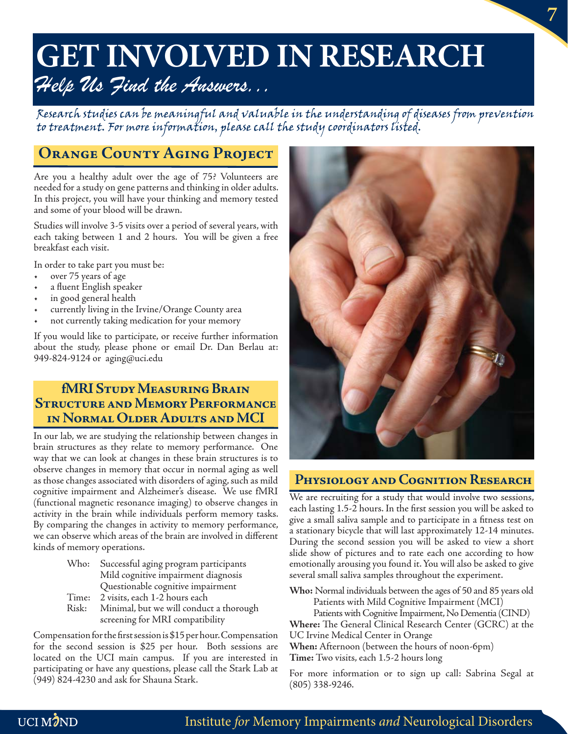# GET INVOLVED IN RESEARCH

*Help Us Find the Answers...*

*Research studies can be meaningful and valuable in the understanding of diseases from prevention to treatment. For more information, please call the study coordinators listed.*

## Orange County Aging Project

Are you a healthy adult over the age of 75? Volunteers are needed for a study on gene patterns and thinking in older adults. In this project, you will have your thinking and memory tested and some of your blood will be drawn.

Studies will involve 3-5 visits over a period of several years, with each taking between 1 and 2 hours. You will be given a free breakfast each visit.

In order to take part you must be:

- over 75 years of age
- a fluent English speaker
- in good general health
- currently living in the Irvine/Orange County area
- not currently taking medication for your memory

If you would like to participate, or receive further information about the study, please phone or email Dr. Dan Berlau at: 949-824-9124 or aging@uci.edu

## fMRI Study Measuring Brain Structure and Memory Performance in Normal Older Adults and MCI

In our lab, we are studying the relationship between changes in brain structures as they relate to memory performance. One way that we can look at changes in these brain structures is to observe changes in memory that occur in normal aging as well as those changes associated with disorders of aging, such as mild cognitive impairment and Alzheimer's disease. We use fMRI (functional magnetic resonance imaging) to observe changes in activity in the brain while individuals perform memory tasks. By comparing the changes in activity to memory performance, we can observe which areas of the brain are involved in different kinds of memory operations.

Who: Successful aging program participants
Mild cognitive impairment diagnosis
Questionable cognitive impairment

Time: 2 visits, each 1-2 hours each

Risk: Minimal, but we will conduct a thorough screening for MRI compatibility

Compensation for the first session is $15 per hour. Compensation for the second session is $25 per hour. Both sessions are located on the UCI main campus. If you are interested in participating or have any questions, please call the Stark Lab at (949) 824-4230 and ask for Shauna Stark.

## Physiology and Cognition Research

We are recruiting for a study that would involve two sessions, each lasting 1.5-2 hours. In the first session you will be asked to give a small saliva sample and to participate in a fitness test on a stationary bicycle that will last approximately 12-14 minutes. During the second session you will be asked to view a short slide show of pictures and to rate each one according to how emotionally arousing you found it. You will also be asked to give several small saliva samples throughout the experiment.

**Who:** Normal individuals between the ages of 50 and 85 years old
Patients with Mild Cognitive Impairment (MCI)
Patients with Cognitive Impairment, No Dementia (CIND)

**Where:** The General Clinical Research Center (GCRC) at the UC Irvine Medical Center in Orange

**When:** Afternoon (between the hours of noon-6pm)

**Time:** Two visits, each 1.5-2 hours long

For more information or to sign up call: Sabrina Segal at (805) 338-9246.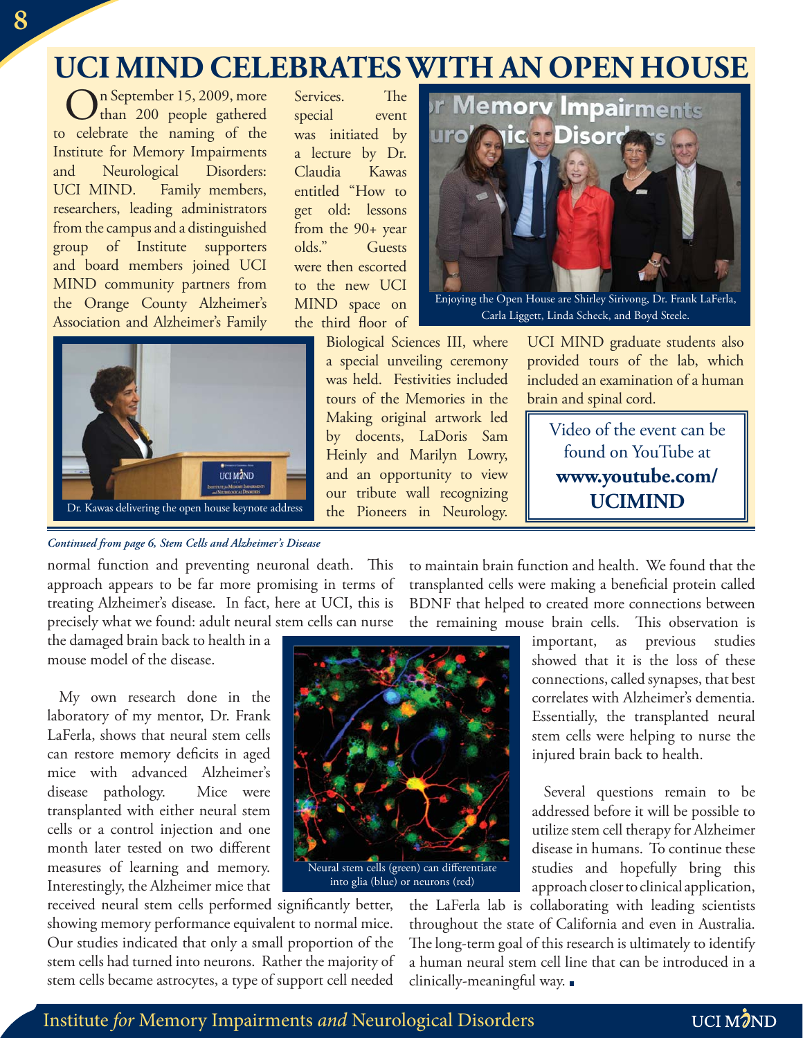# UCI MIND CELEBRATES WITH AN OPEN HOUSE

On September 15, 2009, more than 200 people gathered to celebrate the naming of the Institute for Memory Impairments and Neurological Disorders: UCI MIND. Family members, researchers, leading administrators from the campus and a distinguished group of Institute supporters and board members joined UCI MIND community partners from the Orange County Alzheimer's Association and Alzheimer's Family Services. The special event was initiated by a lecture by Dr. Claudia Kawas entitled "How to get old: lessons from the 90+ year olds." Guests were then escorted to the new UCI MIND space on the third floor of Biological Sciences III, where a special unveiling ceremony was held. Festivities included tours of the Memories in the Making original artwork led by docents, LaDoris Sam Heinly and Marilyn Lowry, and an opportunity to view our tribute wall recognizing the Pioneers in Neurology. UCI MIND graduate students also provided tours of the lab, which included an examination of a human brain and spinal cord.

Enjoying the Open House are Shirley Sirivong, Dr. Frank LaFerla, Carla Liggett, Linda Scheck, and Boyd Steele.

Dr. Kawas delivering the open house keynote address

Video of the event can be found on YouTube at **www.youtube.com/UCIMIND**

---

*Continued from page 6, Stem Cells and Alzheimer's Disease*

normal function and preventing neuronal death. This approach appears to be far more promising in terms of treating Alzheimer's disease. In fact, here at UCI, this is precisely what we found: adult neural stem cells can nurse the damaged brain back to health in a mouse model of the disease.

My own research done in the laboratory of my mentor, Dr. Frank LaFerla, shows that neural stem cells can restore memory deficits in aged mice with advanced Alzheimer's disease pathology. Mice were transplanted with either neural stem cells or a control injection and one month later tested on two different measures of learning and memory. Interestingly, the Alzheimer mice that received neural stem cells performed significantly better, showing memory performance equivalent to normal mice. Our studies indicated that only a small proportion of the stem cells had turned into neurons. Rather the majority of stem cells became astrocytes, a type of support cell needed to maintain brain function and health. We found that the transplanted cells were making a beneficial protein called BDNF that helped to created more connections between the remaining mouse brain cells. This observation is important, as previous studies showed that it is the loss of these connections, called synapses, that best correlates with Alzheimer's dementia. Essentially, the transplanted neural stem cells were helping to nurse the injured brain back to health.

Neural stem cells (green) can differentiate into glia (blue) or neurons (red)

Several questions remain to be addressed before it will be possible to utilize stem cell therapy for Alzheimer disease in humans. To continue these studies and hopefully bring this approach closer to clinical application, the LaFerla lab is collaborating with leading scientists throughout the state of California and even in Australia. The long-term goal of this research is ultimately to identify a human neural stem cell line that can be introduced in a clinically-meaningful way. ■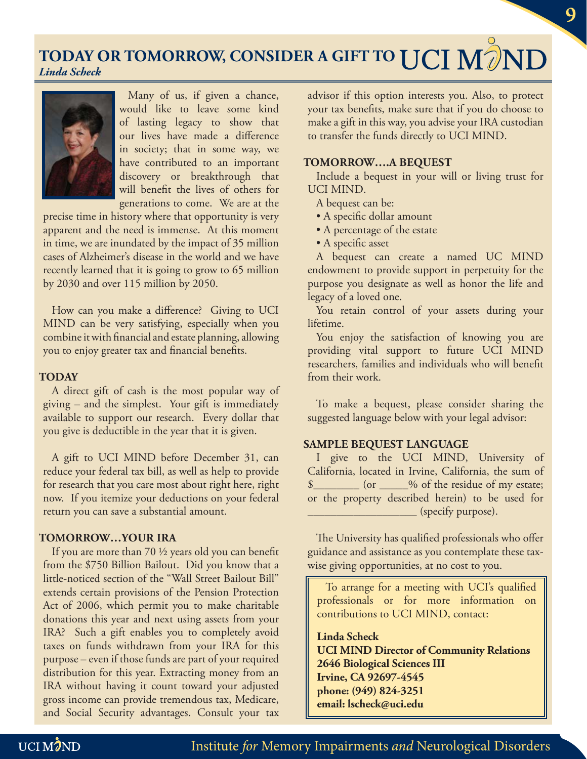# TODAY OR TOMORROW, CONSIDER A GIFT TO UCI MIND

*Linda Scheck*

Many of us, if given a chance, would like to leave some kind of lasting legacy to show that our lives have made a difference in society; that in some way, we have contributed to an important discovery or breakthrough that will benefit the lives of others for generations to come. We are at the precise time in history where that opportunity is very apparent and the need is immense. At this moment in time, we are inundated by the impact of 35 million cases of Alzheimer's disease in the world and we have recently learned that it is going to grow to 65 million by 2030 and over 115 million by 2050.

How can you make a difference? Giving to UCI MIND can be very satisfying, especially when you combine it with financial and estate planning, allowing you to enjoy greater tax and financial benefits.

**TODAY**

A direct gift of cash is the most popular way of giving – and the simplest. Your gift is immediately available to support our research. Every dollar that you give is deductible in the year that it is given.

A gift to UCI MIND before December 31, can reduce your federal tax bill, as well as help to provide for research that you care most about right here, right now. If you itemize your deductions on your federal return you can save a substantial amount.

**TOMORROW…YOUR IRA**

If you are more than 70 ½ years old you can benefit from the $750 Billion Bailout. Did you know that a little-noticed section of the "Wall Street Bailout Bill" extends certain provisions of the Pension Protection Act of 2006, which permit you to make charitable donations this year and next using assets from your IRA? Such a gift enables you to completely avoid taxes on funds withdrawn from your IRA for this purpose – even if those funds are part of your required distribution for this year. Extracting money from an IRA without having it count toward your adjusted gross income can provide tremendous tax, Medicare, and Social Security advantages. Consult your tax advisor if this option interests you. Also, to protect your tax benefits, make sure that if you do choose to make a gift in this way, you advise your IRA custodian to transfer the funds directly to UCI MIND.

**TOMORROW….A BEQUEST**

Include a bequest in your will or living trust for UCI MIND.

A bequest can be:

- A specific dollar amount
- A percentage of the estate
- A specific asset

A bequest can create a named UC MIND endowment to provide support in perpetuity for the purpose you designate as well as honor the life and legacy of a loved one.

You retain control of your assets during your lifetime.

You enjoy the satisfaction of knowing you are providing vital support to future UCI MIND researchers, families and individuals who will benefit from their work.

To make a bequest, please consider sharing the suggested language below with your legal advisor:

**SAMPLE BEQUEST LANGUAGE**

I give to the UCI MIND, University of California, located in Irvine, California, the sum of $________ (or _____% of the residue of my estate; or the property described herein) to be used for ____________________ (specify purpose).

The University has qualified professionals who offer guidance and assistance as you contemplate these tax-wise giving opportunities, at no cost to you.

To arrange for a meeting with UCI's qualified professionals or for more information on contributions to UCI MIND, contact:

**Linda Scheck**
**UCI MIND Director of Community Relations**
**2646 Biological Sciences III**
**Irvine, CA 92697-4545**
**phone: (949) 824-3251**
**email: lscheck@uci.edu**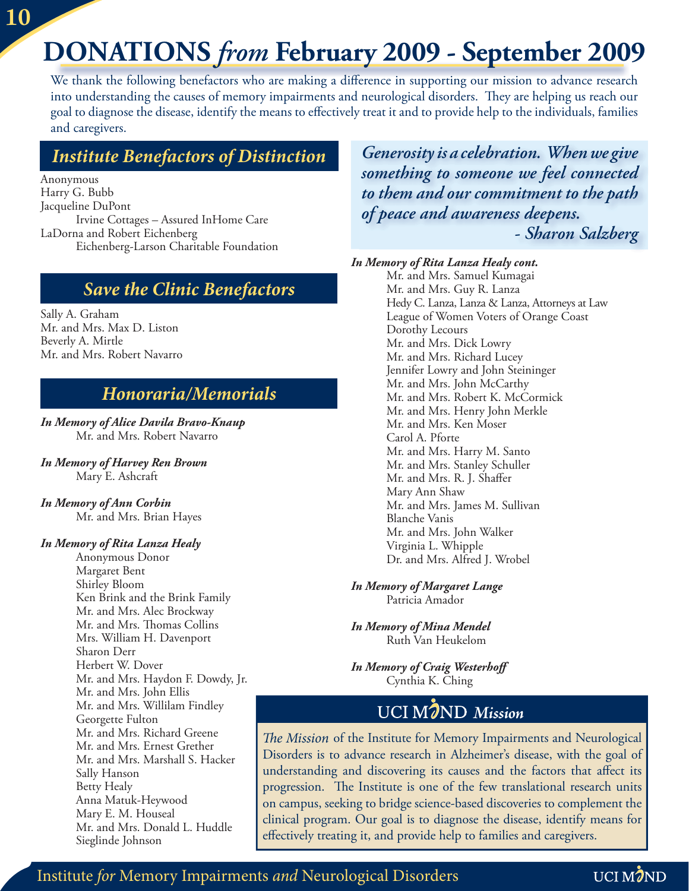# DONATIONS *from* February 2009 - September 2009

We thank the following benefactors who are making a difference in supporting our mission to advance research into understanding the causes of memory impairments and neurological disorders. They are helping us reach our goal to diagnose the disease, identify the means to effectively treat it and to provide help to the individuals, families and caregivers.

## *Institute Benefactors of Distinction*

Anonymous
Harry G. Bubb
Jacqueline DuPont
  Irvine Cottages – Assured InHome Care
LaDorna and Robert Eichenberg
  Eichenberg-Larson Charitable Foundation

## *Save the Clinic Benefactors*

Sally A. Graham
Mr. and Mrs. Max D. Liston
Beverly A. Mirtle
Mr. and Mrs. Robert Navarro

## *Honoraria/Memorials*

***In Memory of Alice Davila Bravo-Knaup***
Mr. and Mrs. Robert Navarro

***In Memory of Harvey Ren Brown***
Mary E. Ashcraft

***In Memory of Ann Corbin***
Mr. and Mrs. Brian Hayes

***In Memory of Rita Lanza Healy***
Anonymous Donor
Margaret Bent
Shirley Bloom
Ken Brink and the Brink Family
Mr. and Mrs. Alec Brockway
Mr. and Mrs. Thomas Collins
Mrs. William H. Davenport
Sharon Derr
Herbert W. Dover
Mr. and Mrs. Haydon F. Dowdy, Jr.
Mr. and Mrs. John Ellis
Mr. and Mrs. Willilam Findley
Georgette Fulton
Mr. and Mrs. Richard Greene
Mr. and Mrs. Ernest Grether
Mr. and Mrs. Marshall S. Hacker
Sally Hanson
Betty Healy
Anna Matuk-Heywood
Mary E. M. Houseal
Mr. and Mrs. Donald L. Huddle
Sieglinde Johnson

*Generosity is a celebration. When we give something to someone we feel connected to them and our commitment to the path of peace and awareness deepens.*
*- Sharon Salzberg*

***In Memory of Rita Lanza Healy cont.***
Mr. and Mrs. Samuel Kumagai
Mr. and Mrs. Guy R. Lanza
Hedy C. Lanza, Lanza & Lanza, Attorneys at Law
League of Women Voters of Orange Coast
Dorothy Lecours
Mr. and Mrs. Dick Lowry
Mr. and Mrs. Richard Lucey
Jennifer Lowry and John Steininger
Mr. and Mrs. John McCarthy
Mr. and Mrs. Robert K. McCormick
Mr. and Mrs. Henry John Merkle
Mr. and Mrs. Ken Moser
Carol A. Pforte
Mr. and Mrs. Harry M. Santo
Mr. and Mrs. Stanley Schuller
Mr. and Mrs. R. J. Shaffer
Mary Ann Shaw
Mr. and Mrs. James M. Sullivan
Blanche Vanis
Mr. and Mrs. John Walker
Virginia L. Whipple
Dr. and Mrs. Alfred J. Wrobel

***In Memory of Margaret Lange***
Patricia Amador

***In Memory of Mina Mendel***
Ruth Van Heukelom

***In Memory of Craig Westerhoff***
Cynthia K. Ching

## UCI MIND *Mission*

*The Mission* of the Institute for Memory Impairments and Neurological Disorders is to advance research in Alzheimer's disease, with the goal of understanding and discovering its causes and the factors that affect its progression. The Institute is one of the few translational research units on campus, seeking to bridge science-based discoveries to complement the clinical program. Our goal is to diagnose the disease, identify means for effectively treating it, and provide help to families and caregivers.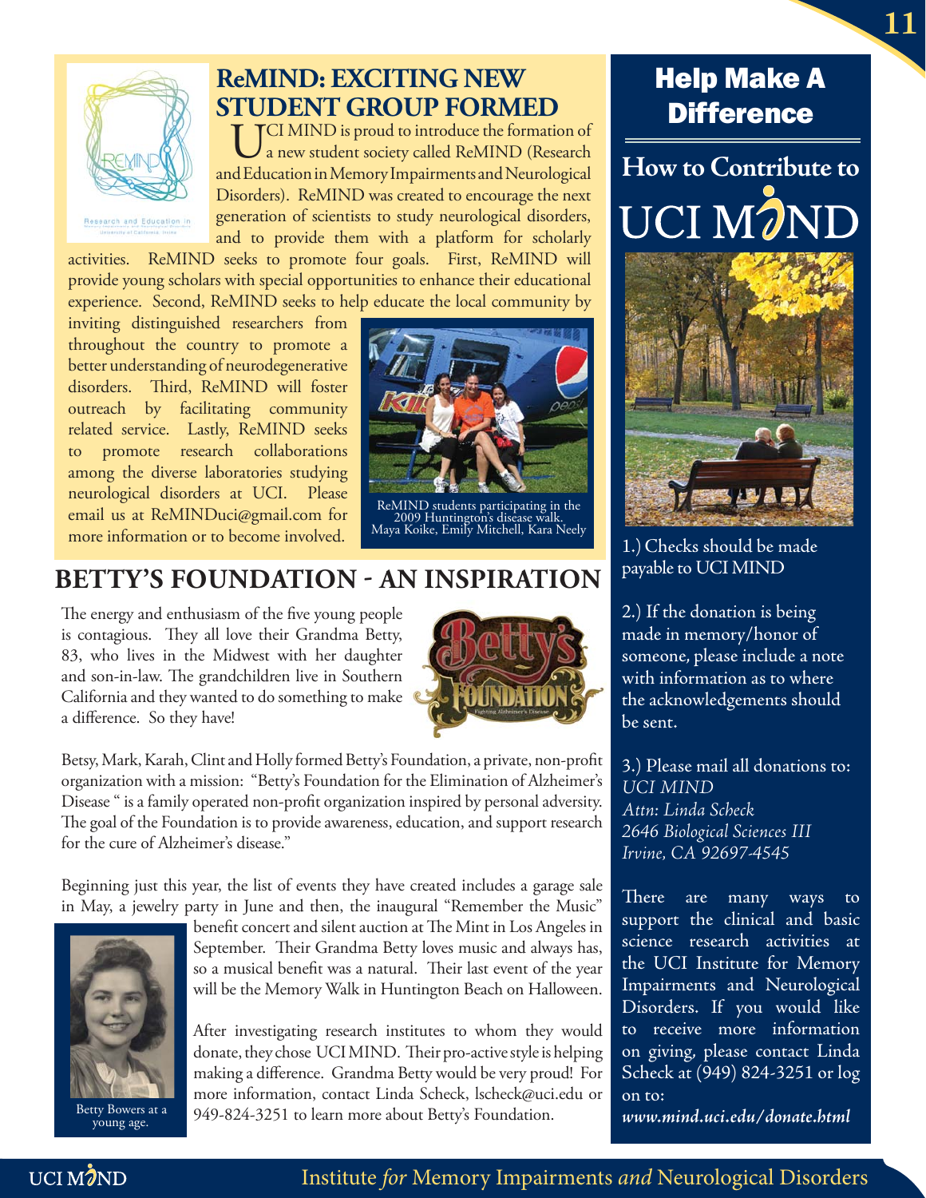## ReMIND: EXCITING NEW STUDENT GROUP FORMED

UCI MIND is proud to introduce the formation of a new student society called ReMIND (Research and Education in Memory Impairments and Neurological Disorders). ReMIND was created to encourage the next generation of scientists to study neurological disorders, and to provide them with a platform for scholarly activities. ReMIND seeks to promote four goals. First, ReMIND will provide young scholars with special opportunities to enhance their educational experience. Second, ReMIND seeks to help educate the local community by inviting distinguished researchers from throughout the country to promote a better understanding of neurodegenerative disorders. Third, ReMIND will foster outreach by facilitating community related service. Lastly, ReMIND seeks to promote research collaborations among the diverse laboratories studying neurological disorders at UCI. Please email us at ReMINDuci@gmail.com for more information or to become involved.

ReMIND students participating in the 2009 Huntington's disease walk. Maya Koike, Emily Mitchell, Kara Neely

## BETTY'S FOUNDATION - AN INSPIRATION

The energy and enthusiasm of the five young people is contagious. They all love their Grandma Betty, 83, who lives in the Midwest with her daughter and son-in-law. The grandchildren live in Southern California and they wanted to do something to make a difference. So they have!

Betsy, Mark, Karah, Clint and Holly formed Betty's Foundation, a private, non-profit organization with a mission: "Betty's Foundation for the Elimination of Alzheimer's Disease " is a family operated non-profit organization inspired by personal adversity. The goal of the Foundation is to provide awareness, education, and support research for the cure of Alzheimer's disease."

Beginning just this year, the list of events they have created includes a garage sale in May, a jewelry party in June and then, the inaugural "Remember the Music" benefit concert and silent auction at The Mint in Los Angeles in September. Their Grandma Betty loves music and always has, so a musical benefit was a natural. Their last event of the year will be the Memory Walk in Huntington Beach on Halloween.

After investigating research institutes to whom they would donate, they chose UCI MIND. Their pro-active style is helping making a difference. Grandma Betty would be very proud! For more information, contact Linda Scheck, lscheck@uci.edu or 949-824-3251 to learn more about Betty's Foundation.

Betty Bowers at a young age.

## Help Make A Difference

### How to Contribute to UCI MIND

1.) Checks should be made payable to UCI MIND

2.) If the donation is being made in memory/honor of someone, please include a note with information as to where the acknowledgements should be sent.

3.) Please mail all donations to:
*UCI MIND*
*Attn: Linda Scheck*
*2646 Biological Sciences III*
*Irvine, CA 92697-4545*

There are many ways to support the clinical and basic science research activities at the UCI Institute for Memory Impairments and Neurological Disorders. If you would like to receive more information on giving, please contact Linda Scheck at (949) 824-3251 or log on to:
***www.mind.uci.edu/donate.html***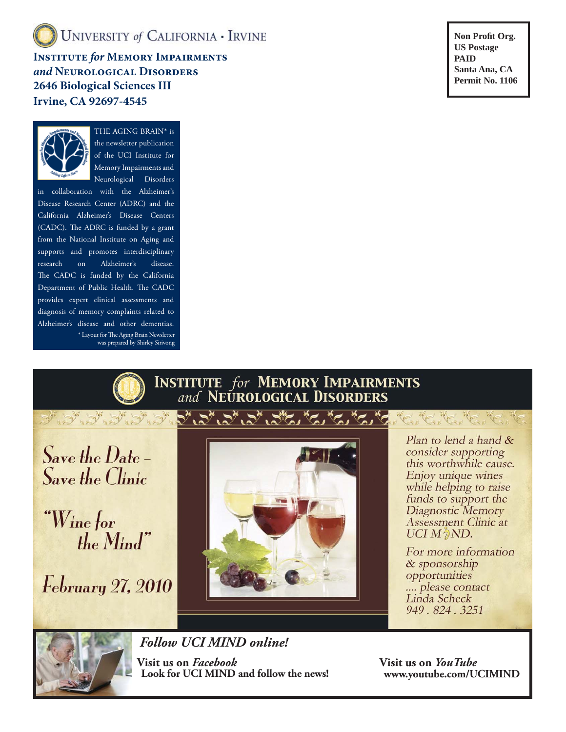University *of* California · Irvine

**Institute *for* Memory Impairments *and* Neurological Disorders**
**2646 Biological Sciences III**
**Irvine, CA 92697-4545**

**Non Profit Org.**
**US Postage**
**PAID**
**Santa Ana, CA**
**Permit No. 1106**

THE AGING BRAIN* is the newsletter publication of the UCI Institute for Memory Impairments and Neurological Disorders in collaboration with the Alzheimer's Disease Research Center (ADRC) and the California Alzheimer's Disease Centers (CADC). The ADRC is funded by a grant from the National Institute on Aging and supports and promotes interdisciplinary research on Alzheimer's disease. The CADC is funded by the California Department of Public Health. The CADC provides expert clinical assessments and diagnosis of memory complaints related to Alzheimer's disease and other dementias.

\* Layout for The Aging Brain Newsletter was prepared by Shirley Sirivong

## Institute *for* Memory Impairments *and* Neurological Disorders

# Save the Date – Save the Clinic

## "Wine for the Mind"

## February 27, 2010

*Plan to lend a hand & consider supporting this worthwhile cause. Enjoy unique wines while helping to raise funds to support the Diagnostic Memory Assessment Clinic at UCI MIND.*

*For more information & sponsorship opportunities .... please contact Linda Scheck 949 . 824 . 3251*

### *Follow UCI MIND online!*

**Visit us on *Facebook***
**Look for UCI MIND and follow the news!**

**Visit us on *YouTube***
**www.youtube.com/UCIMIND**